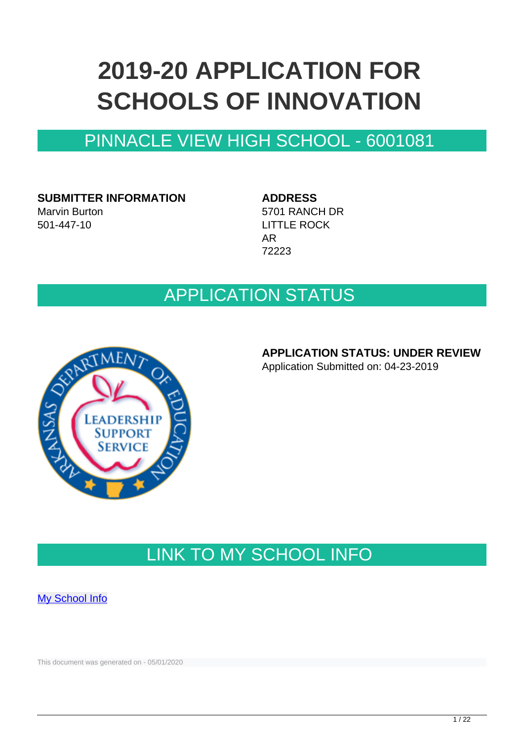# 2019-20 APPLICATION FOR SCHOOLS OF INNOVATION

## PINNACLE VIEW HIGH SCHOOL - 6001081

**SUBMITTER INFORMATION**
Marvin Burton
501-447-10

**ADDRESS**
5701 RANCH DR
LITTLE ROCK
AR
72223

## APPLICATION STATUS

**APPLICATION STATUS: UNDER REVIEW**
Application Submitted on: 04-23-2019

## LINK TO MY SCHOOL INFO

My School Info

This document was generated on - 05/01/2020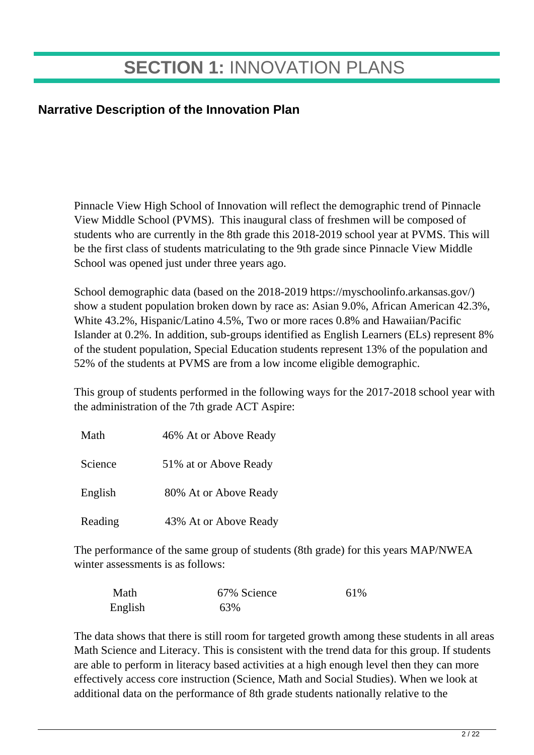# **SECTION 1:** INNOVATION PLANS

## Narrative Description of the Innovation Plan

Pinnacle View High School of Innovation will reflect the demographic trend of Pinnacle View Middle School (PVMS). This inaugural class of freshmen will be composed of students who are currently in the 8th grade this 2018-2019 school year at PVMS. This will be the first class of students matriculating to the 9th grade since Pinnacle View Middle School was opened just under three years ago.

School demographic data (based on the 2018-2019 https://myschoolinfo.arkansas.gov/) show a student population broken down by race as: Asian 9.0%, African American 42.3%, White 43.2%, Hispanic/Latino 4.5%, Two or more races 0.8% and Hawaiian/Pacific Islander at 0.2%. In addition, sub-groups identified as English Learners (ELs) represent 8% of the student population, Special Education students represent 13% of the population and 52% of the students at PVMS are from a low income eligible demographic.

This group of students performed in the following ways for the 2017-2018 school year with the administration of the 7th grade ACT Aspire:

| | |
|---|---|
| Math | 46% At or Above Ready |
| Science | 51% at or Above Ready |
| English | 80% At or Above Ready |
| Reading | 43% At or Above Ready |

The performance of the same group of students (8th grade) for this years MAP/NWEA winter assessments is as follows:

| | | |
|---|---|---|
| Math | 67% Science | 61% |
| English | 63% | |

The data shows that there is still room for targeted growth among these students in all areas Math Science and Literacy. This is consistent with the trend data for this group. If students are able to perform in literacy based activities at a high enough level then they can more effectively access core instruction (Science, Math and Social Studies). When we look at additional data on the performance of 8th grade students nationally relative to the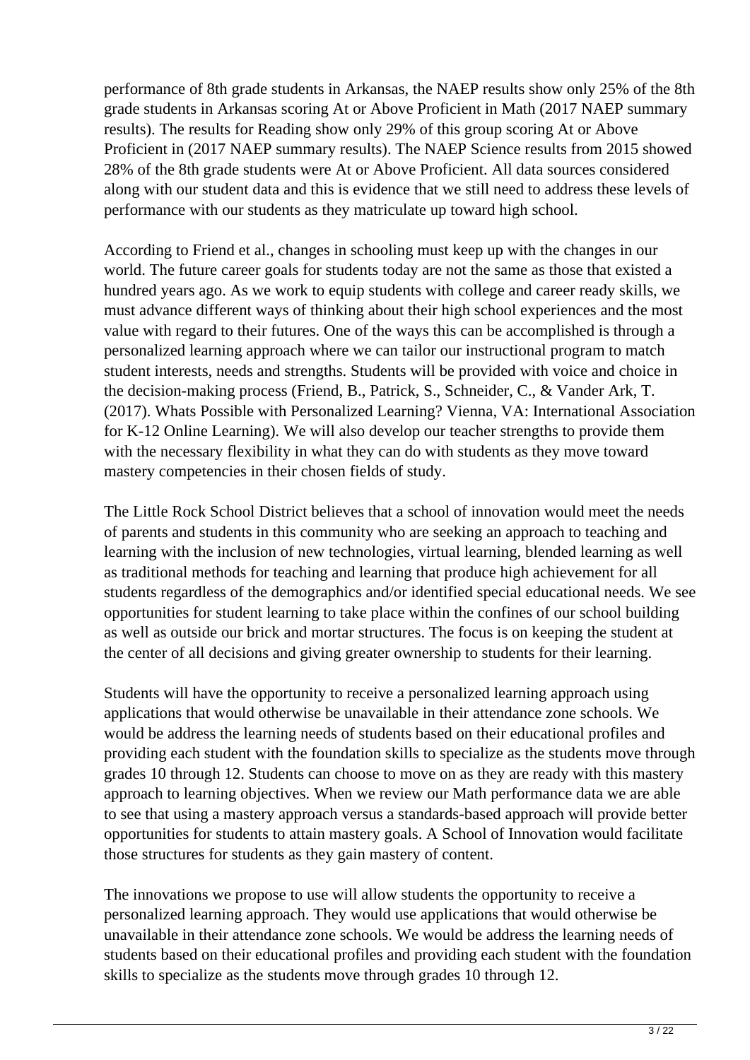performance of 8th grade students in Arkansas, the NAEP results show only 25% of the 8th grade students in Arkansas scoring At or Above Proficient in Math (2017 NAEP summary results). The results for Reading show only 29% of this group scoring At or Above Proficient in (2017 NAEP summary results). The NAEP Science results from 2015 showed 28% of the 8th grade students were At or Above Proficient. All data sources considered along with our student data and this is evidence that we still need to address these levels of performance with our students as they matriculate up toward high school.

According to Friend et al., changes in schooling must keep up with the changes in our world. The future career goals for students today are not the same as those that existed a hundred years ago. As we work to equip students with college and career ready skills, we must advance different ways of thinking about their high school experiences and the most value with regard to their futures. One of the ways this can be accomplished is through a personalized learning approach where we can tailor our instructional program to match student interests, needs and strengths. Students will be provided with voice and choice in the decision-making process (Friend, B., Patrick, S., Schneider, C., & Vander Ark, T. (2017). Whats Possible with Personalized Learning? Vienna, VA: International Association for K-12 Online Learning). We will also develop our teacher strengths to provide them with the necessary flexibility in what they can do with students as they move toward mastery competencies in their chosen fields of study.

The Little Rock School District believes that a school of innovation would meet the needs of parents and students in this community who are seeking an approach to teaching and learning with the inclusion of new technologies, virtual learning, blended learning as well as traditional methods for teaching and learning that produce high achievement for all students regardless of the demographics and/or identified special educational needs. We see opportunities for student learning to take place within the confines of our school building as well as outside our brick and mortar structures. The focus is on keeping the student at the center of all decisions and giving greater ownership to students for their learning.

Students will have the opportunity to receive a personalized learning approach using applications that would otherwise be unavailable in their attendance zone schools. We would be address the learning needs of students based on their educational profiles and providing each student with the foundation skills to specialize as the students move through grades 10 through 12. Students can choose to move on as they are ready with this mastery approach to learning objectives. When we review our Math performance data we are able to see that using a mastery approach versus a standards-based approach will provide better opportunities for students to attain mastery goals. A School of Innovation would facilitate those structures for students as they gain mastery of content.

The innovations we propose to use will allow students the opportunity to receive a personalized learning approach. They would use applications that would otherwise be unavailable in their attendance zone schools. We would be address the learning needs of students based on their educational profiles and providing each student with the foundation skills to specialize as the students move through grades 10 through 12.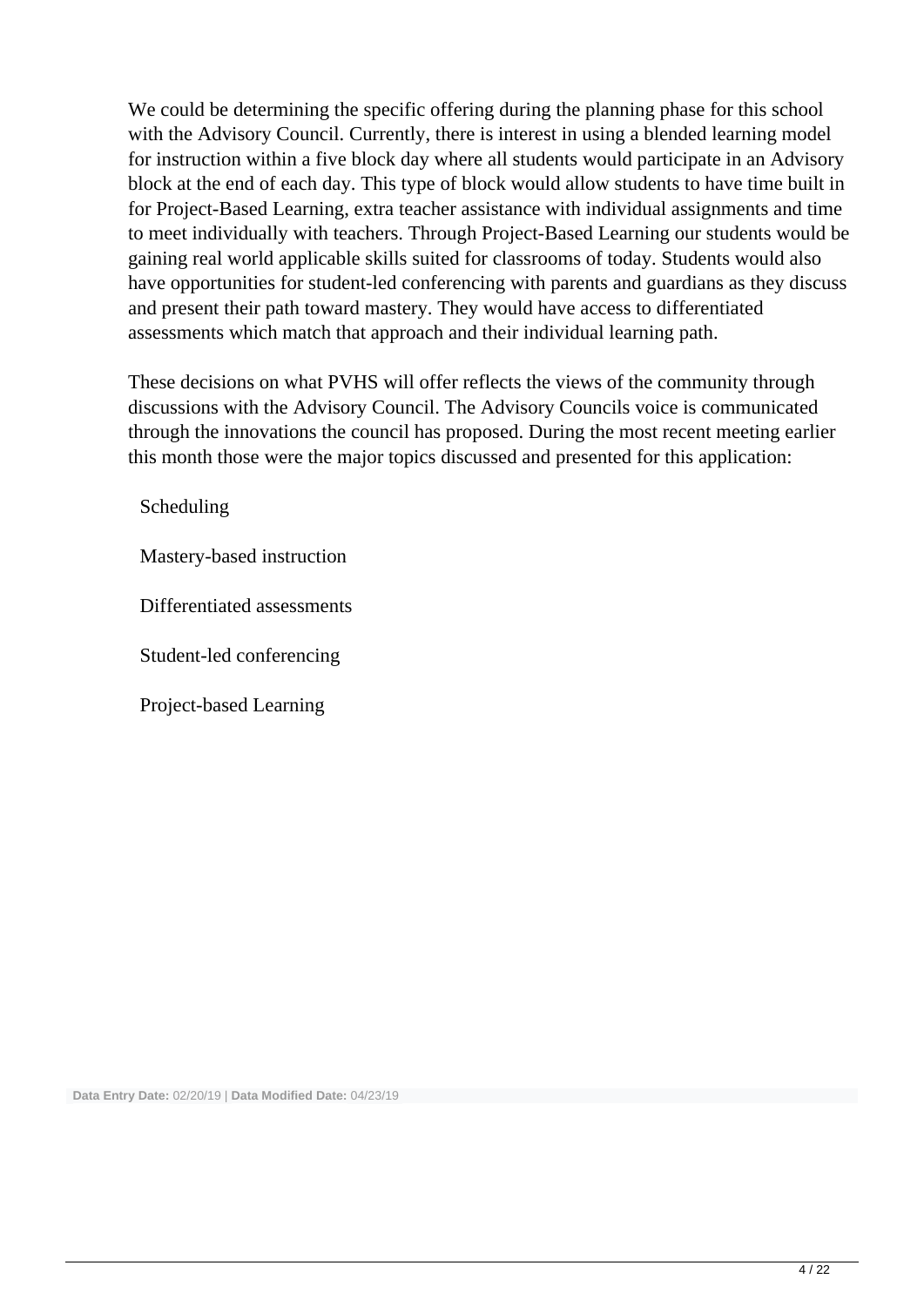We could be determining the specific offering during the planning phase for this school with the Advisory Council. Currently, there is interest in using a blended learning model for instruction within a five block day where all students would participate in an Advisory block at the end of each day. This type of block would allow students to have time built in for Project-Based Learning, extra teacher assistance with individual assignments and time to meet individually with teachers. Through Project-Based Learning our students would be gaining real world applicable skills suited for classrooms of today. Students would also have opportunities for student-led conferencing with parents and guardians as they discuss and present their path toward mastery. They would have access to differentiated assessments which match that approach and their individual learning path.

These decisions on what PVHS will offer reflects the views of the community through discussions with the Advisory Council. The Advisory Councils voice is communicated through the innovations the council has proposed. During the most recent meeting earlier this month those were the major topics discussed and presented for this application:

Scheduling

Mastery-based instruction

Differentiated assessments

Student-led conferencing

Project-based Learning

**Data Entry Date:** 02/20/19 | **Data Modified Date:** 04/23/19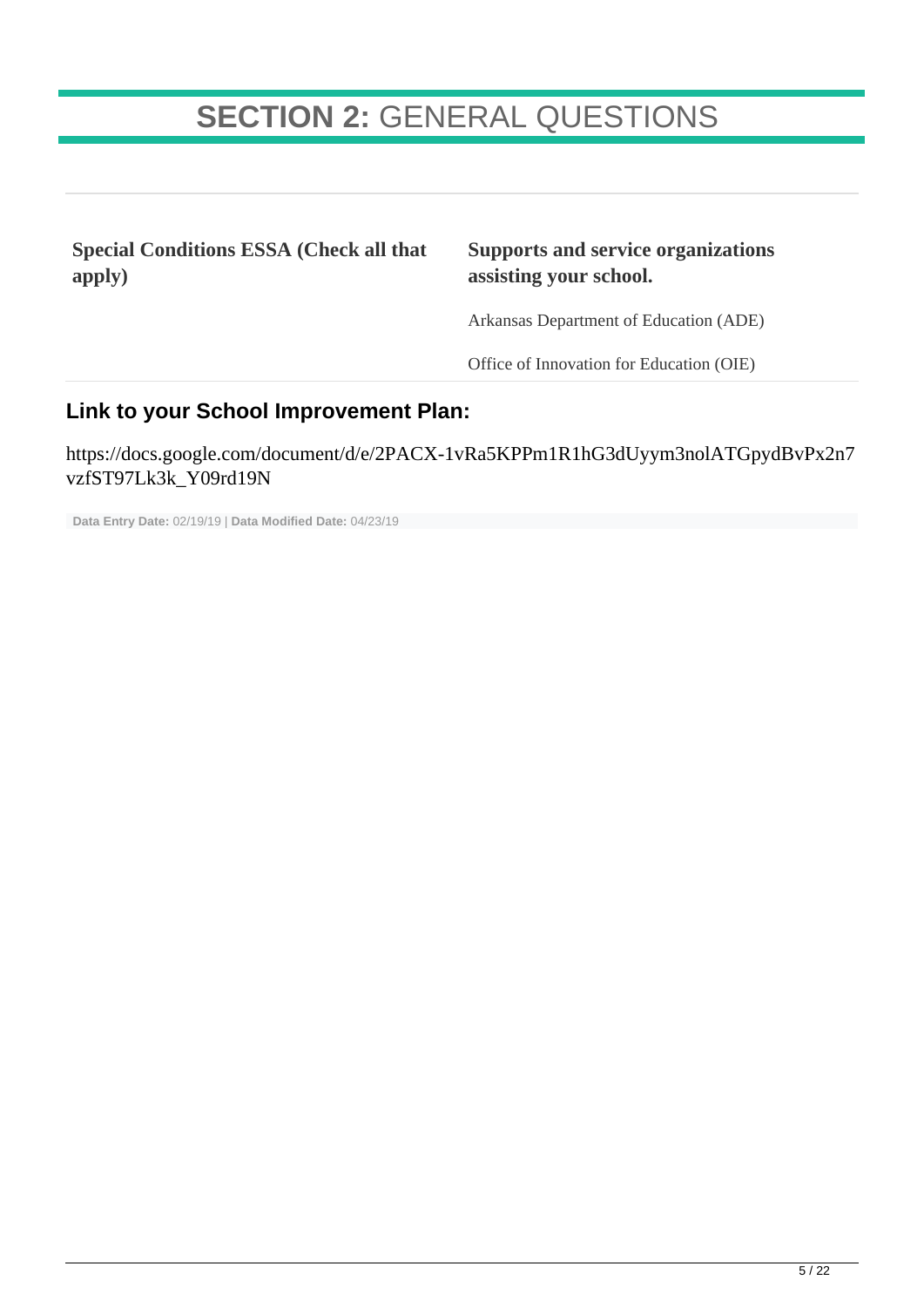# **SECTION 2:** GENERAL QUESTIONS

| **Special Conditions ESSA (Check all that apply)** | **Supports and service organizations assisting your school.** |
| --- | --- |
| | Arkansas Department of Education (ADE) |
| | Office of Innovation for Education (OIE) |

### Link to your School Improvement Plan:

https://docs.google.com/document/d/e/2PACX-1vRa5KPPm1R1hG3dUyym3nolATGpydBvPx2n7vzfST97Lk3k_Y09rd19N

**Data Entry Date:** 02/19/19 | **Data Modified Date:** 04/23/19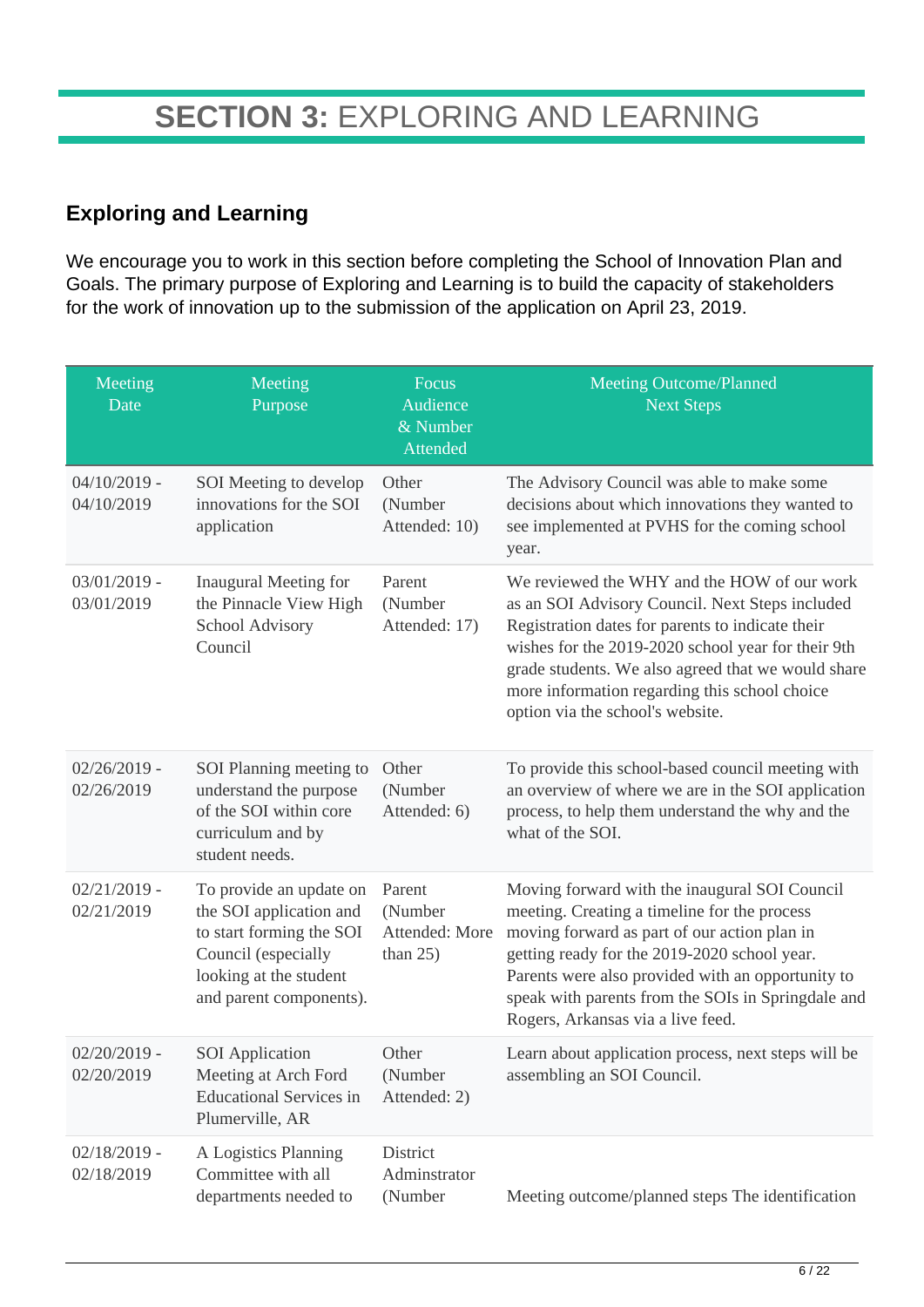# SECTION 3: EXPLORING AND LEARNING

## Exploring and Learning

We encourage you to work in this section before completing the School of Innovation Plan and Goals. The primary purpose of Exploring and Learning is to build the capacity of stakeholders for the work of innovation up to the submission of the application on April 23, 2019.

| Meeting Date | Meeting Purpose | Focus Audience & Number Attended | Meeting Outcome/Planned Next Steps |
|---|---|---|---|
| 04/10/2019 - 04/10/2019 | SOI Meeting to develop innovations for the SOI application | Other (Number Attended: 10) | The Advisory Council was able to make some decisions about which innovations they wanted to see implemented at PVHS for the coming school year. |
| 03/01/2019 - 03/01/2019 | Inaugural Meeting for the Pinnacle View High School Advisory Council | Parent (Number Attended: 17) | We reviewed the WHY and the HOW of our work as an SOI Advisory Council. Next Steps included Registration dates for parents to indicate their wishes for the 2019-2020 school year for their 9th grade students. We also agreed that we would share more information regarding this school choice option via the school's website. |
| 02/26/2019 - 02/26/2019 | SOI Planning meeting to understand the purpose of the SOI within core curriculum and by student needs. | Other (Number Attended: 6) | To provide this school-based council meeting with an overview of where we are in the SOI application process, to help them understand the why and the what of the SOI. |
| 02/21/2019 - 02/21/2019 | To provide an update on the SOI application and to start forming the SOI Council (especially looking at the student and parent components). | Parent (Number Attended: More than 25) | Moving forward with the inaugural SOI Council meeting. Creating a timeline for the process moving forward as part of our action plan in getting ready for the 2019-2020 school year. Parents were also provided with an opportunity to speak with parents from the SOIs in Springdale and Rogers, Arkansas via a live feed. |
| 02/20/2019 - 02/20/2019 | SOI Application Meeting at Arch Ford Educational Services in Plumerville, AR | Other (Number Attended: 2) | Learn about application process, next steps will be assembling an SOI Council. |
| 02/18/2019 - 02/18/2019 | A Logistics Planning Committee with all departments needed to | District Adminstrator (Number | Meeting outcome/planned steps The identification |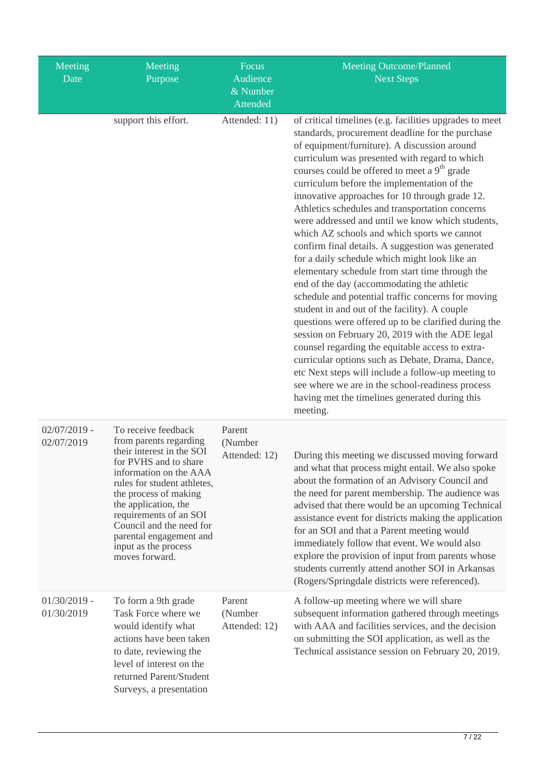| Meeting Date | Meeting Purpose | Focus Audience & Number Attended | Meeting Outcome/Planned Next Steps |
|---|---|---|---|
| | support this effort. | Attended: 11) | of critical timelines (e.g. facilities upgrades to meet standards, procurement deadline for the purchase of equipment/furniture). A discussion around curriculum was presented with regard to which courses could be offered to meet a $9^{th}$ grade curriculum before the implementation of the innovative approaches for 10 through grade 12. Athletics schedules and transportation concerns were addressed and until we know which students, which AZ schools and which sports we cannot confirm final details. A suggestion was generated for a daily schedule which might look like an elementary schedule from start time through the end of the day (accommodating the athletic schedule and potential traffic concerns for moving student in and out of the facility). A couple questions were offered up to be clarified during the session on February 20, 2019 with the ADE legal counsel regarding the equitable access to extra-curricular options such as Debate, Drama, Dance, etc Next steps will include a follow-up meeting to see where we are in the school-readiness process having met the timelines generated during this meeting. |
| 02/07/2019 - 02/07/2019 | To receive feedback from parents regarding their interest in the SOI for PVHS and to share information on the AAA rules for student athletes, the process of making the application, the requirements of an SOI Council and the need for parental engagement and input as the process moves forward. | Parent (Number Attended: 12) | During this meeting we discussed moving forward and what that process might entail. We also spoke about the formation of an Advisory Council and the need for parent membership. The audience was advised that there would be an upcoming Technical assistance event for districts making the application for an SOI and that a Parent meeting would immediately follow that event. We would also explore the provision of input from parents whose students currently attend another SOI in Arkansas (Rogers/Springdale districts were referenced). |
| 01/30/2019 - 01/30/2019 | To form a 9th grade Task Force where we would identify what actions have been taken to date, reviewing the level of interest on the returned Parent/Student Surveys, a presentation | Parent (Number Attended: 12) | A follow-up meeting where we will share subsequent information gathered through meetings with AAA and facilities services, and the decision on submitting the SOI application, as well as the Technical assistance session on February 20, 2019. |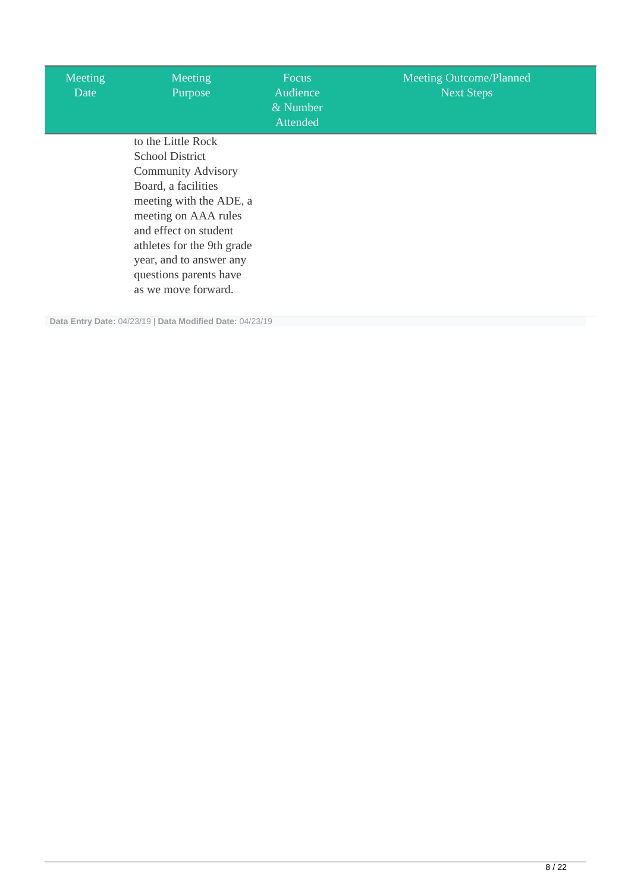| Meeting Date | Meeting Purpose | Focus Audience & Number Attended | Meeting Outcome/Planned Next Steps |
| --- | --- | --- | --- |
| | to the Little Rock School District Community Advisory Board, a facilities meeting with the ADE, a meeting on AAA rules and effect on student athletes for the 9th grade year, and to answer any questions parents have as we move forward. | | |

**Data Entry Date:** 04/23/19 | **Data Modified Date:** 04/23/19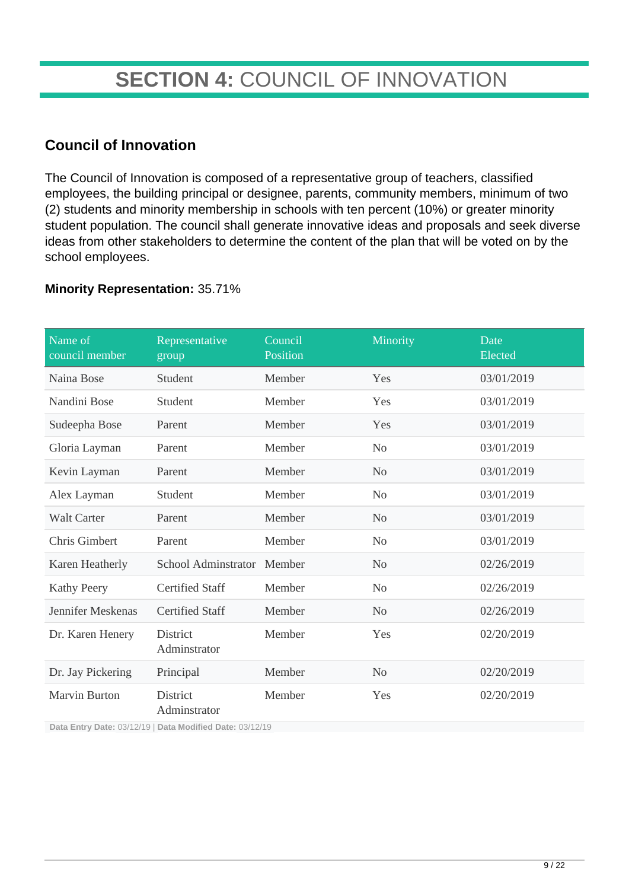# **SECTION 4:** COUNCIL OF INNOVATION

## Council of Innovation

The Council of Innovation is composed of a representative group of teachers, classified employees, the building principal or designee, parents, community members, minimum of two (2) students and minority membership in schools with ten percent (10%) or greater minority student population. The council shall generate innovative ideas and proposals and seek diverse ideas from other stakeholders to determine the content of the plan that will be voted on by the school employees.

**Minority Representation:** 35.71%

| Name of council member | Representative group | Council Position | Minority | Date Elected |
|---|---|---|---|---|
| Naina Bose | Student | Member | Yes | 03/01/2019 |
| Nandini Bose | Student | Member | Yes | 03/01/2019 |
| Sudeepha Bose | Parent | Member | Yes | 03/01/2019 |
| Gloria Layman | Parent | Member | No | 03/01/2019 |
| Kevin Layman | Parent | Member | No | 03/01/2019 |
| Alex Layman | Student | Member | No | 03/01/2019 |
| Walt Carter | Parent | Member | No | 03/01/2019 |
| Chris Gimbert | Parent | Member | No | 03/01/2019 |
| Karen Heatherly | School Adminstrator | Member | No | 02/26/2019 |
| Kathy Peery | Certified Staff | Member | No | 02/26/2019 |
| Jennifer Meskenas | Certified Staff | Member | No | 02/26/2019 |
| Dr. Karen Henery | District Adminstrator | Member | Yes | 02/20/2019 |
| Dr. Jay Pickering | Principal | Member | No | 02/20/2019 |
| Marvin Burton | District Adminstrator | Member | Yes | 02/20/2019 |

**Data Entry Date:** 03/12/19 | **Data Modified Date:** 03/12/19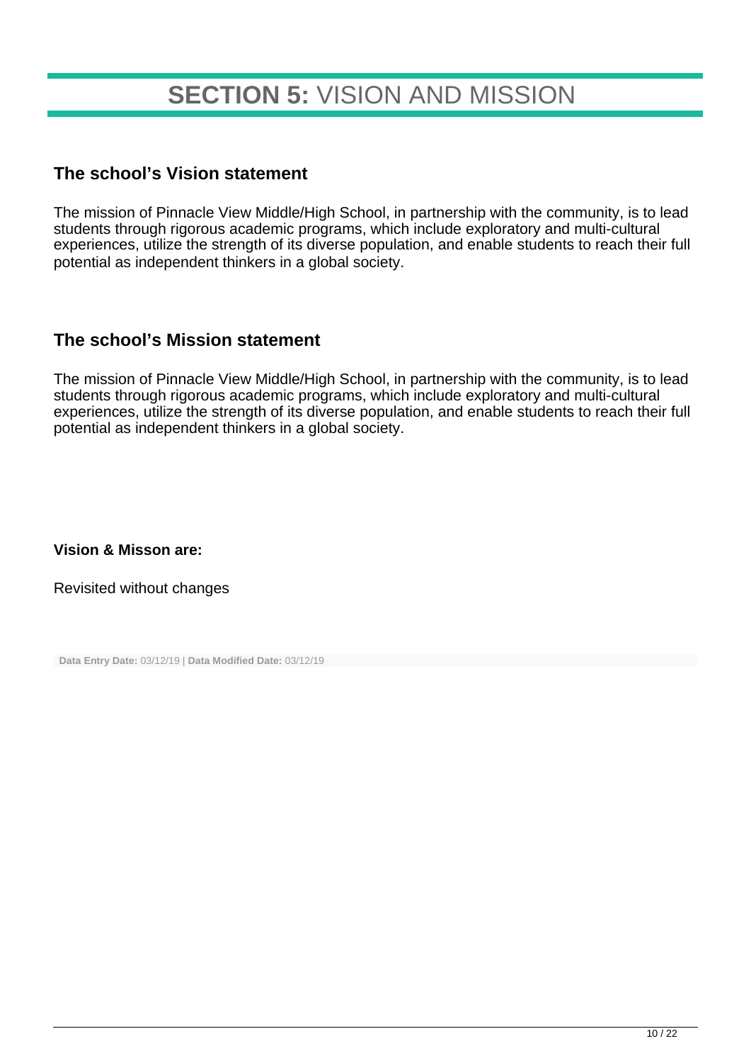# **SECTION 5:** VISION AND MISSION

## The school's Vision statement

The mission of Pinnacle View Middle/High School, in partnership with the community, is to lead students through rigorous academic programs, which include exploratory and multi-cultural experiences, utilize the strength of its diverse population, and enable students to reach their full potential as independent thinkers in a global society.

## The school's Mission statement

The mission of Pinnacle View Middle/High School, in partnership with the community, is to lead students through rigorous academic programs, which include exploratory and multi-cultural experiences, utilize the strength of its diverse population, and enable students to reach their full potential as independent thinkers in a global society.

**Vision & Misson are:**

Revisited without changes

**Data Entry Date:** 03/12/19 | **Data Modified Date:** 03/12/19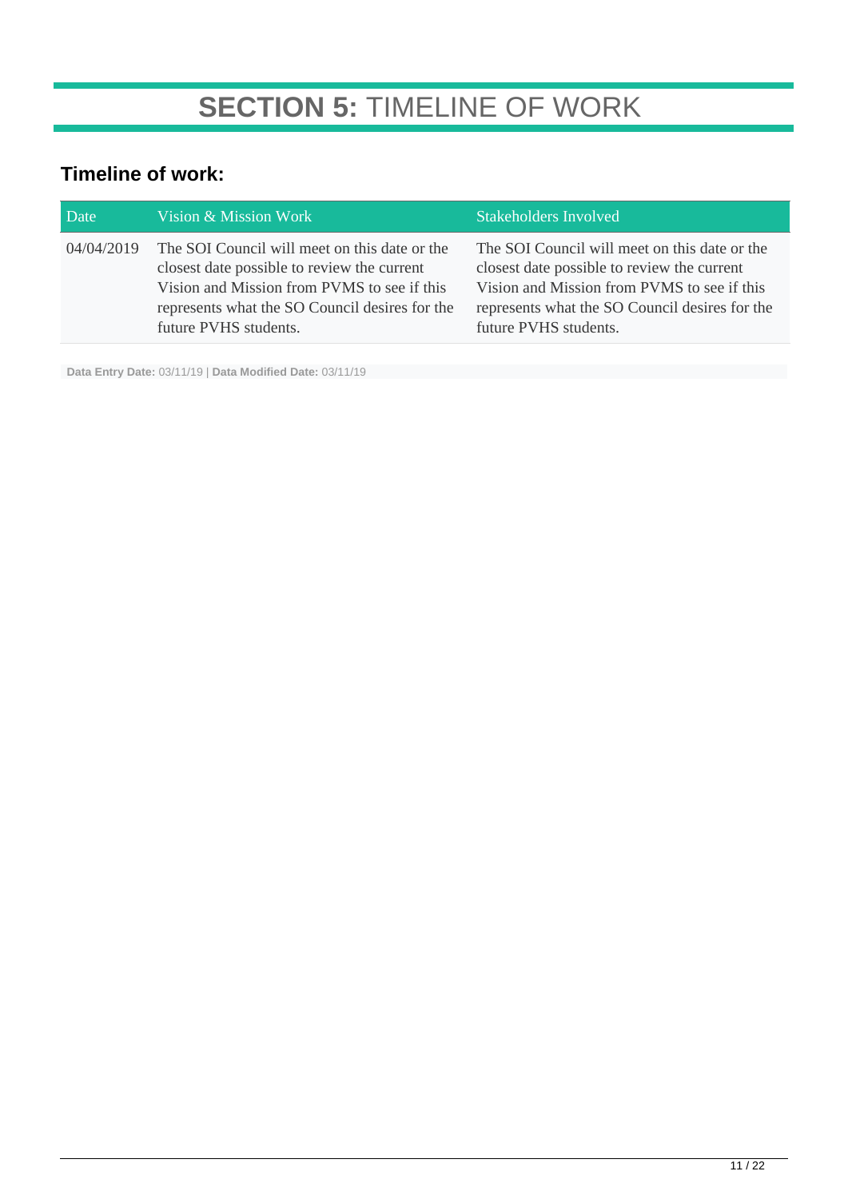# **SECTION 5:** TIMELINE OF WORK

## Timeline of work:

| Date | Vision & Mission Work | Stakeholders Involved |
|---|---|---|
| 04/04/2019 | The SOI Council will meet on this date or the closest date possible to review the current Vision and Mission from PVMS to see if this represents what the SO Council desires for the future PVHS students. | The SOI Council will meet on this date or the closest date possible to review the current Vision and Mission from PVMS to see if this represents what the SO Council desires for the future PVHS students. |

**Data Entry Date:** 03/11/19 | **Data Modified Date:** 03/11/19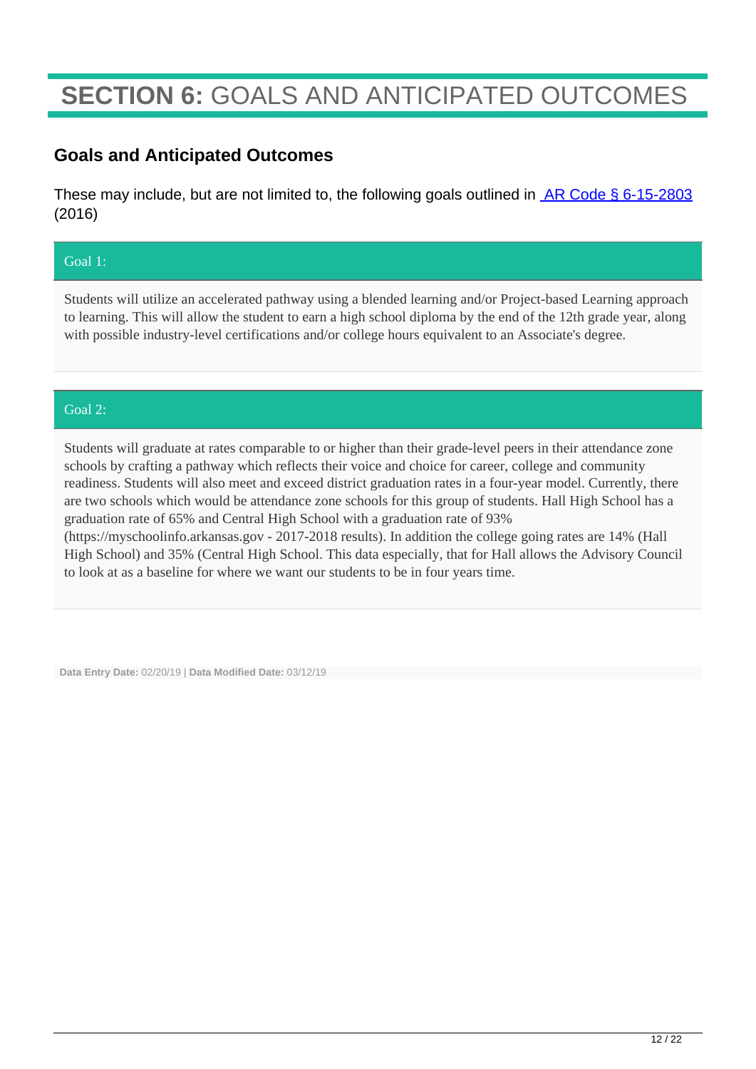# **SECTION 6:** GOALS AND ANTICIPATED OUTCOMES

## Goals and Anticipated Outcomes

These may include, but are not limited to, the following goals outlined in [AR Code § 6-15-2803](#) (2016)

### Goal 1:

Students will utilize an accelerated pathway using a blended learning and/or Project-based Learning approach to learning. This will allow the student to earn a high school diploma by the end of the 12th grade year, along with possible industry-level certifications and/or college hours equivalent to an Associate's degree.

### Goal 2:

Students will graduate at rates comparable to or higher than their grade-level peers in their attendance zone schools by crafting a pathway which reflects their voice and choice for career, college and community readiness. Students will also meet and exceed district graduation rates in a four-year model. Currently, there are two schools which would be attendance zone schools for this group of students. Hall High School has a graduation rate of 65% and Central High School with a graduation rate of 93% (https://myschoolinfo.arkansas.gov - 2017-2018 results). In addition the college going rates are 14% (Hall High School) and 35% (Central High School. This data especially, that for Hall allows the Advisory Council to look at as a baseline for where we want our students to be in four years time.

**Data Entry Date:** 02/20/19 | **Data Modified Date:** 03/12/19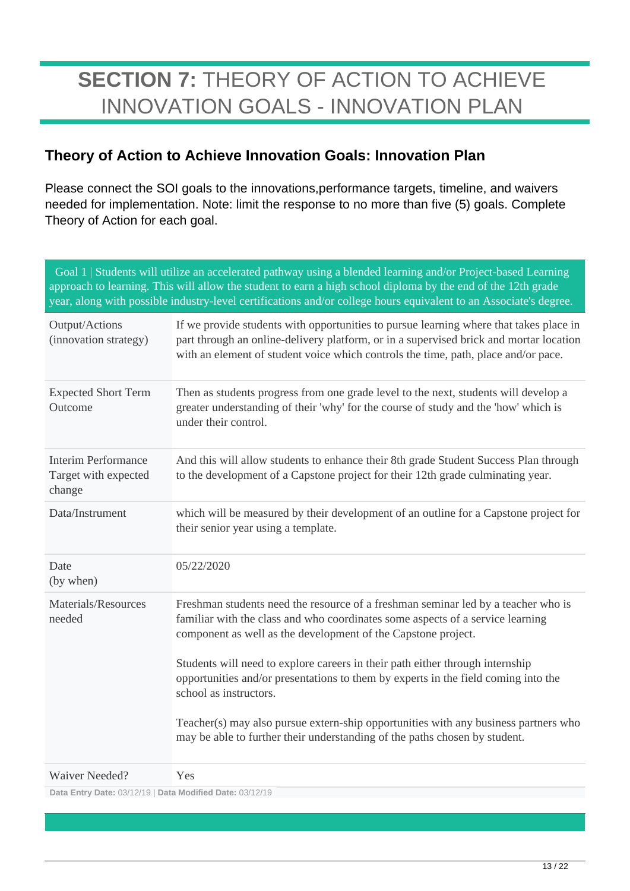# **SECTION 7:** THEORY OF ACTION TO ACHIEVE INNOVATION GOALS - INNOVATION PLAN

## Theory of Action to Achieve Innovation Goals: Innovation Plan

Please connect the SOI goals to the innovations,performance targets, timeline, and waivers needed for implementation. Note: limit the response to no more than five (5) goals. Complete Theory of Action for each goal.

| Goal 1 \| Students will utilize an accelerated pathway using a blended learning and/or Project-based Learning approach to learning. This will allow the student to earn a high school diploma by the end of the 12th grade year, along with possible industry-level certifications and/or college hours equivalent to an Associate's degree. | |
|---|---|
| Output/Actions (innovation strategy) | If we provide students with opportunities to pursue learning where that takes place in part through an online-delivery platform, or in a supervised brick and mortar location with an element of student voice which controls the time, path, place and/or pace. |
| Expected Short Term Outcome | Then as students progress from one grade level to the next, students will develop a greater understanding of their 'why' for the course of study and the 'how' which is under their control. |
| Interim Performance Target with expected change | And this will allow students to enhance their 8th grade Student Success Plan through to the development of a Capstone project for their 12th grade culminating year. |
| Data/Instrument | which will be measured by their development of an outline for a Capstone project for their senior year using a template. |
| Date (by when) | 05/22/2020 |
| Materials/Resources needed | Freshman students need the resource of a freshman seminar led by a teacher who is familiar with the class and who coordinates some aspects of a service learning component as well as the development of the Capstone project.<br><br>Students will need to explore careers in their path either through internship opportunities and/or presentations to them by experts in the field coming into the school as instructors.<br><br>Teacher(s) may also pursue extern-ship opportunities with any business partners who may be able to further their understanding of the paths chosen by student. |
| Waiver Needed? | Yes |

**Data Entry Date:** 03/12/19 | **Data Modified Date:** 03/12/19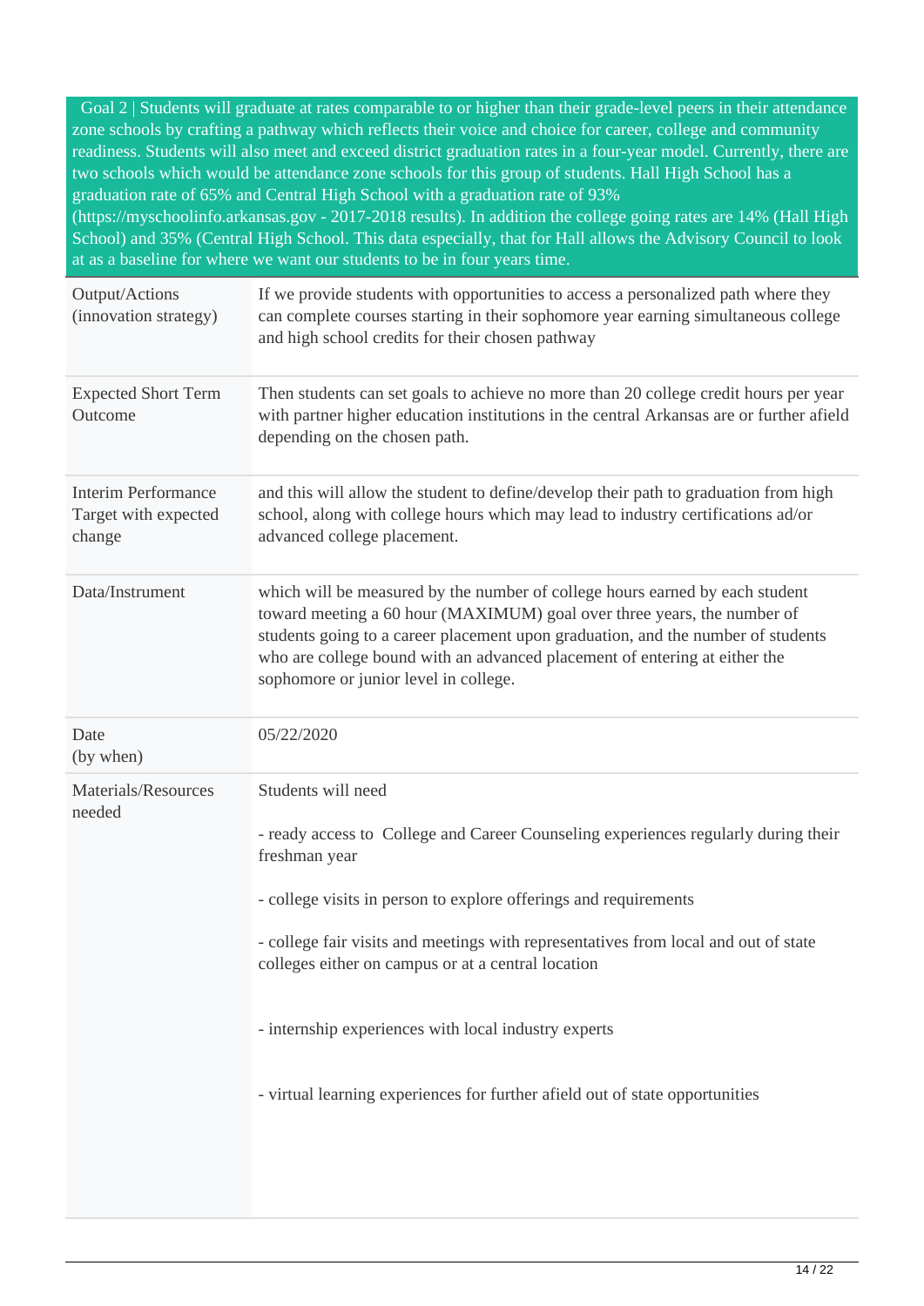| Goal 2 \| Students will graduate at rates comparable to or higher than their grade-level peers in their attendance zone schools by crafting a pathway which reflects their voice and choice for career, college and community readiness. Students will also meet and exceed district graduation rates in a four-year model. Currently, there are two schools which would be attendance zone schools for this group of students. Hall High School has a graduation rate of 65% and Central High School with a graduation rate of 93% (https://myschoolinfo.arkansas.gov - 2017-2018 results). In addition the college going rates are 14% (Hall High School) and 35% (Central High School. This data especially, that for Hall allows the Advisory Council to look at as a baseline for where we want our students to be in four years time. | |
|---|---|
| Output/Actions (innovation strategy) | If we provide students with opportunities to access a personalized path where they can complete courses starting in their sophomore year earning simultaneous college and high school credits for their chosen pathway |
| Expected Short Term Outcome | Then students can set goals to achieve no more than 20 college credit hours per year with partner higher education institutions in the central Arkansas are or further afield depending on the chosen path. |
| Interim Performance Target with expected change | and this will allow the student to define/develop their path to graduation from high school, along with college hours which may lead to industry certifications ad/or advanced college placement. |
| Data/Instrument | which will be measured by the number of college hours earned by each student toward meeting a 60 hour (MAXIMUM) goal over three years, the number of students going to a career placement upon graduation, and the number of students who are college bound with an advanced placement of entering at either the sophomore or junior level in college. |
| Date (by when) | 05/22/2020 |
| Materials/Resources needed | Students will need<br><br>- ready access to College and Career Counseling experiences regularly during their freshman year<br><br>- college visits in person to explore offerings and requirements<br><br>- college fair visits and meetings with representatives from local and out of state colleges either on campus or at a central location<br><br>- internship experiences with local industry experts<br><br>- virtual learning experiences for further afield out of state opportunities |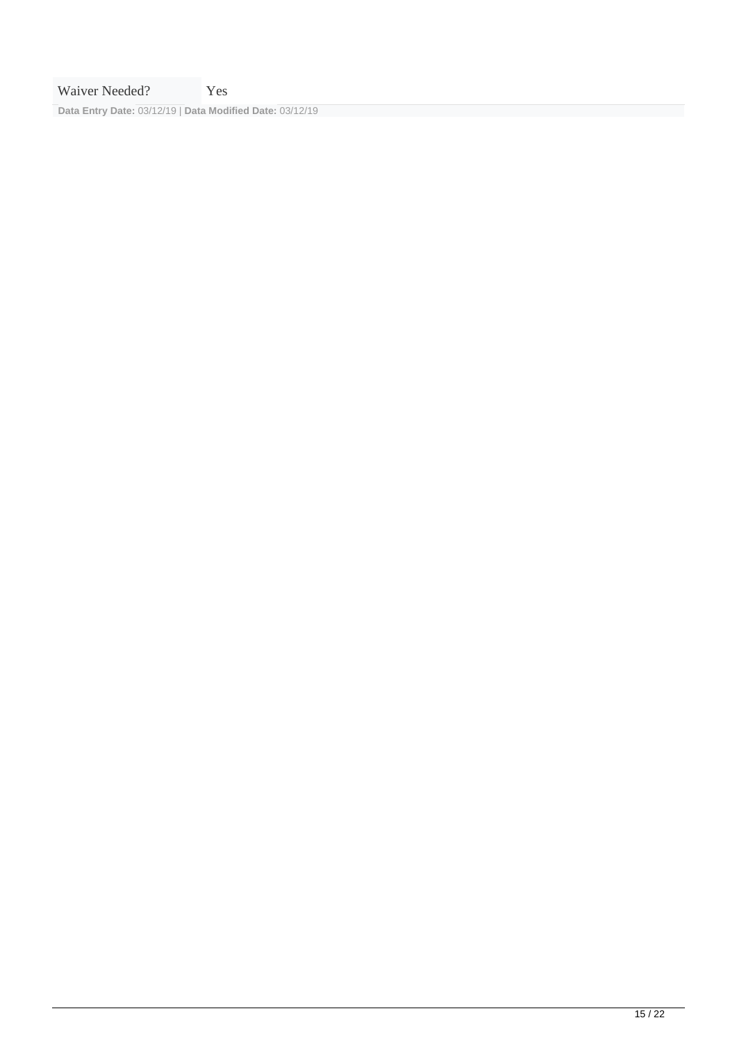| | |
|---|---|
| Waiver Needed? | Yes |

**Data Entry Date:** 03/12/19 | **Data Modified Date:** 03/12/19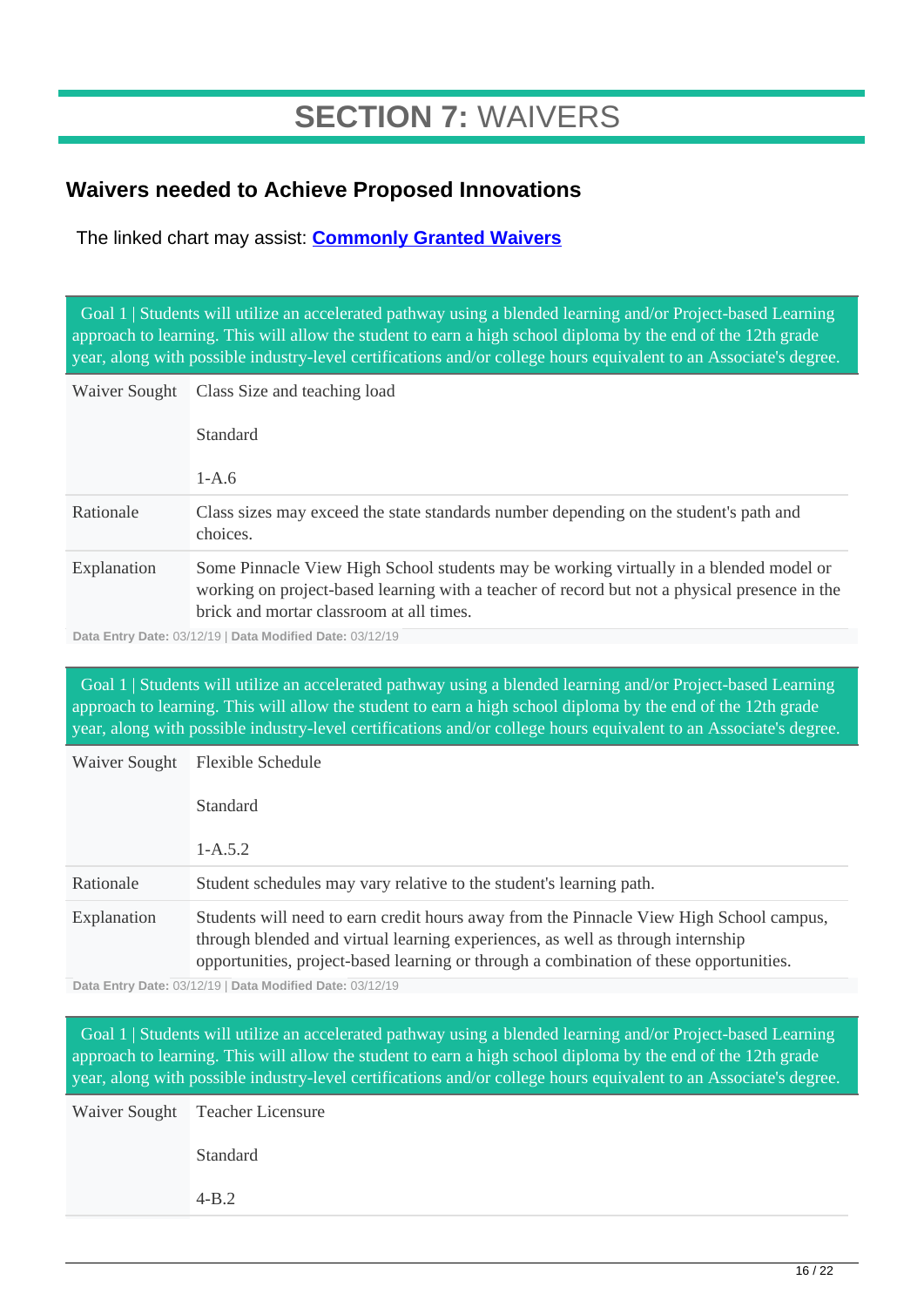# SECTION 7: WAIVERS

## Waivers needed to Achieve Proposed Innovations

The linked chart may assist: **Commonly Granted Waivers**

| Goal 1 \| Students will utilize an accelerated pathway using a blended learning and/or Project-based Learning approach to learning. This will allow the student to earn a high school diploma by the end of the 12th grade year, along with possible industry-level certifications and/or college hours equivalent to an Associate's degree. | |
|---|---|
| Waiver Sought | Class Size and teaching load<br><br>Standard<br><br>1-A.6 |
| Rationale | Class sizes may exceed the state standards number depending on the student's path and choices. |
| Explanation | Some Pinnacle View High School students may be working virtually in a blended model or working on project-based learning with a teacher of record but not a physical presence in the brick and mortar classroom at all times. |

**Data Entry Date:** 03/12/19 | **Data Modified Date:** 03/12/19

| Goal 1 \| Students will utilize an accelerated pathway using a blended learning and/or Project-based Learning approach to learning. This will allow the student to earn a high school diploma by the end of the 12th grade year, along with possible industry-level certifications and/or college hours equivalent to an Associate's degree. | |
|---|---|
| Waiver Sought | Flexible Schedule<br><br>Standard<br><br>1-A.5.2 |
| Rationale | Student schedules may vary relative to the student's learning path. |
| Explanation | Students will need to earn credit hours away from the Pinnacle View High School campus, through blended and virtual learning experiences, as well as through internship opportunities, project-based learning or through a combination of these opportunities. |

**Data Entry Date:** 03/12/19 | **Data Modified Date:** 03/12/19

| Goal 1 \| Students will utilize an accelerated pathway using a blended learning and/or Project-based Learning approach to learning. This will allow the student to earn a high school diploma by the end of the 12th grade year, along with possible industry-level certifications and/or college hours equivalent to an Associate's degree. | |
|---|---|
| Waiver Sought | Teacher Licensure<br><br>Standard<br><br>4-B.2 |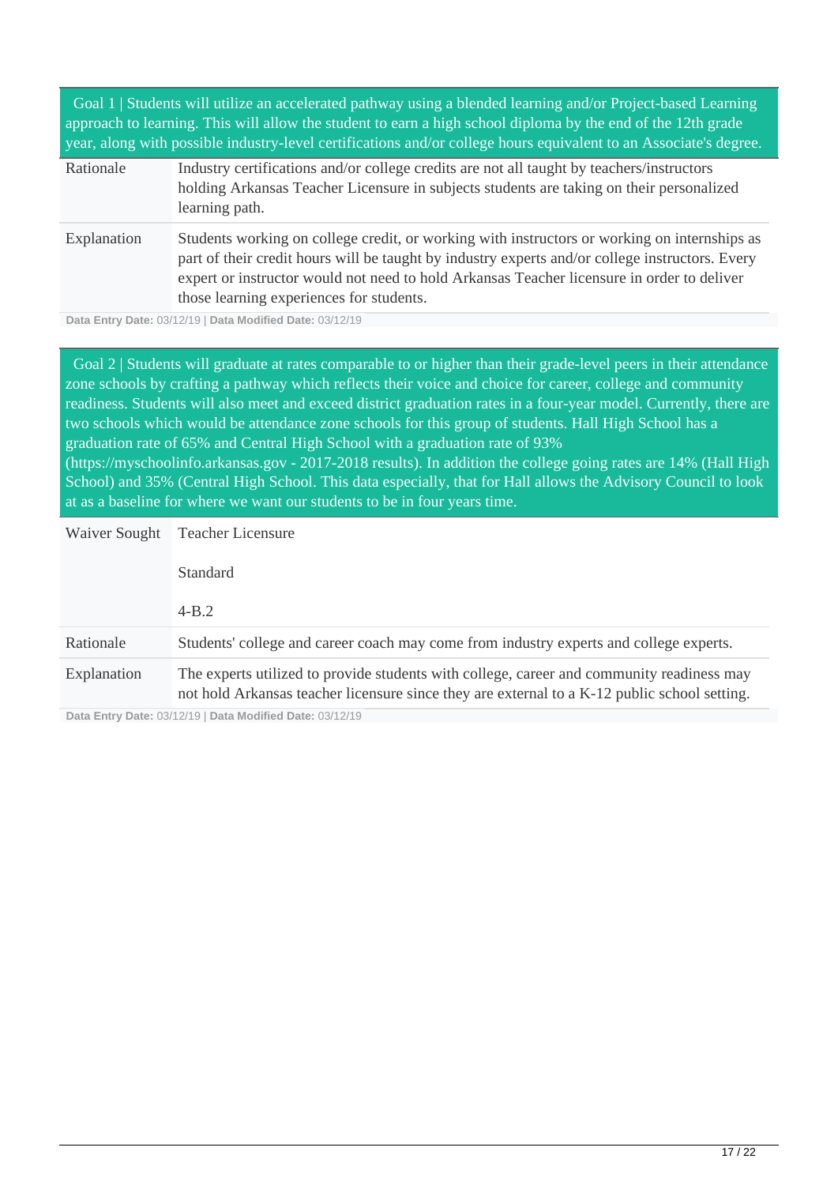**Goal 1 | Students will utilize an accelerated pathway using a blended learning and/or Project-based Learning approach to learning. This will allow the student to earn a high school diploma by the end of the 12th grade year, along with possible industry-level certifications and/or college hours equivalent to an Associate's degree.**

| | |
|---|---|
| Rationale | Industry certifications and/or college credits are not all taught by teachers/instructors holding Arkansas Teacher Licensure in subjects students are taking on their personalized learning path. |
| Explanation | Students working on college credit, or working with instructors or working on internships as part of their credit hours will be taught by industry experts and/or college instructors. Every expert or instructor would not need to hold Arkansas Teacher licensure in order to deliver those learning experiences for students. |

**Data Entry Date:** 03/12/19 | **Data Modified Date:** 03/12/19

**Goal 2 | Students will graduate at rates comparable to or higher than their grade-level peers in their attendance zone schools by crafting a pathway which reflects their voice and choice for career, college and community readiness. Students will also meet and exceed district graduation rates in a four-year model. Currently, there are two schools which would be attendance zone schools for this group of students. Hall High School has a graduation rate of 65% and Central High School with a graduation rate of 93% (https://myschoolinfo.arkansas.gov - 2017-2018 results). In addition the college going rates are 14% (Hall High School) and 35% (Central High School. This data especially, that for Hall allows the Advisory Council to look at as a baseline for where we want our students to be in four years time.**

| | |
|---|---|
| Waiver Sought | Teacher Licensure<br><br>Standard<br><br>4-B.2 |
| Rationale | Students' college and career coach may come from industry experts and college experts. |
| Explanation | The experts utilized to provide students with college, career and community readiness may not hold Arkansas teacher licensure since they are external to a K-12 public school setting. |

**Data Entry Date:** 03/12/19 | **Data Modified Date:** 03/12/19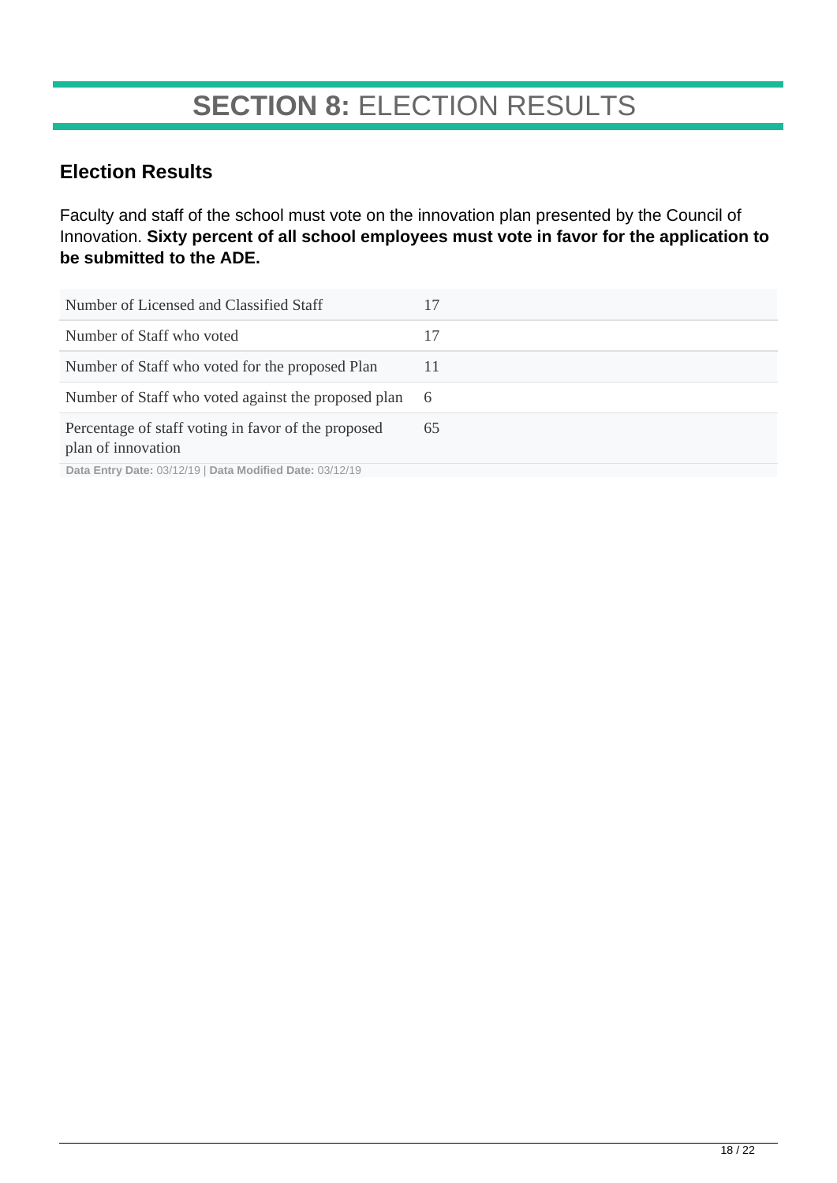# **SECTION 8:** ELECTION RESULTS

## Election Results

Faculty and staff of the school must vote on the innovation plan presented by the Council of Innovation. **Sixty percent of all school employees must vote in favor for the application to be submitted to the ADE.**

| | |
|---|---|
| Number of Licensed and Classified Staff | 17 |
| Number of Staff who voted | 17 |
| Number of Staff who voted for the proposed Plan | 11 |
| Number of Staff who voted against the proposed plan | 6 |
| Percentage of staff voting in favor of the proposed plan of innovation | 65 |

**Data Entry Date:** 03/12/19 | **Data Modified Date:** 03/12/19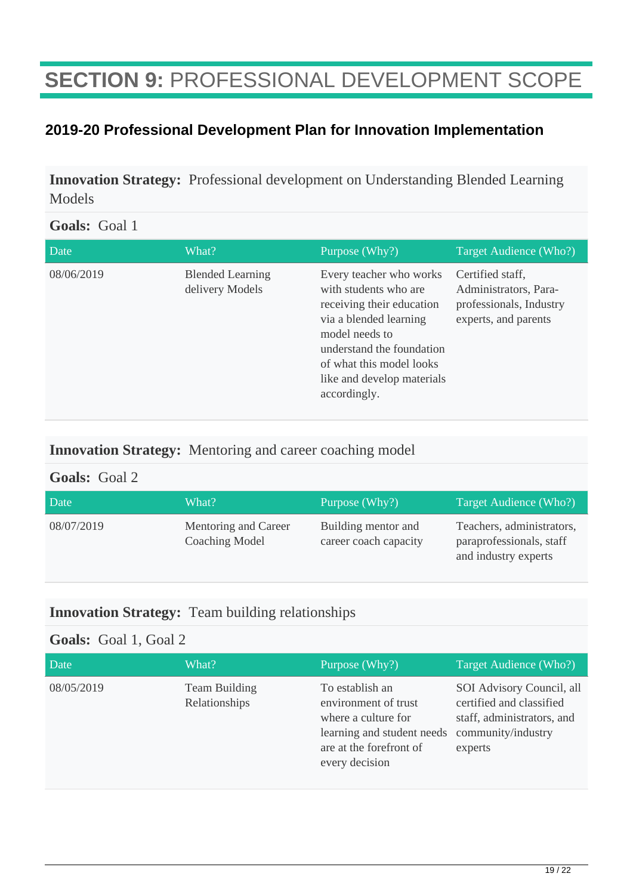# **SECTION 9:** PROFESSIONAL DEVELOPMENT SCOPE

## 2019-20 Professional Development Plan for Innovation Implementation

**Innovation Strategy:** Professional development on Understanding Blended Learning Models

**Goals:** Goal 1

| Date | What? | Purpose (Why?) | Target Audience (Who?) |
|---|---|---|---|
| 08/06/2019 | Blended Learning delivery Models | Every teacher who works with students who are receiving their education via a blended learning model needs to understand the foundation of what this model looks like and develop materials accordingly. | Certified staff, Administrators, Para-professionals, Industry experts, and parents |

**Innovation Strategy:** Mentoring and career coaching model

**Goals:** Goal 2

| Date | What? | Purpose (Why?) | Target Audience (Who?) |
|---|---|---|---|
| 08/07/2019 | Mentoring and Career Coaching Model | Building mentor and career coach capacity | Teachers, administrators, paraprofessionals, staff and industry experts |

**Innovation Strategy:** Team building relationships

**Goals:** Goal 1, Goal 2

| Date | What? | Purpose (Why?) | Target Audience (Who?) |
|---|---|---|---|
| 08/05/2019 | Team Building Relationships | To establish an environment of trust where a culture for learning and student needs are at the forefront of every decision | SOI Advisory Council, all certified and classified staff, administrators, and community/industry experts |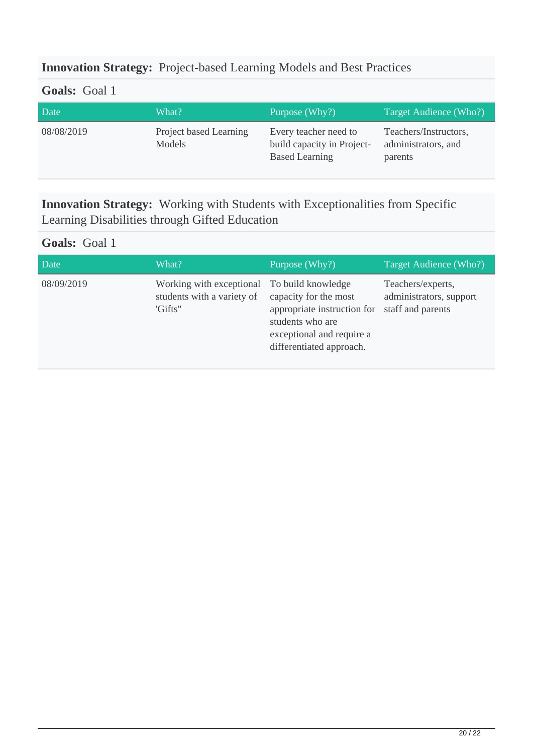**Innovation Strategy:** Project-based Learning Models and Best Practices

**Goals:** Goal 1

| Date | What? | Purpose (Why?) | Target Audience (Who?) |
|---|---|---|---|
| 08/08/2019 | Project based Learning Models | Every teacher need to build capacity in Project-Based Learning | Teachers/Instructors, administrators, and parents |

**Innovation Strategy:** Working with Students with Exceptionalities from Specific Learning Disabilities through Gifted Education

**Goals:** Goal 1

| Date | What? | Purpose (Why?) | Target Audience (Who?) |
|---|---|---|---|
| 08/09/2019 | Working with exceptional students with a variety of 'Gifts" | To build knowledge capacity for the most appropriate instruction for students who are exceptional and require a differentiated approach. | Teachers/experts, administrators, support staff and parents |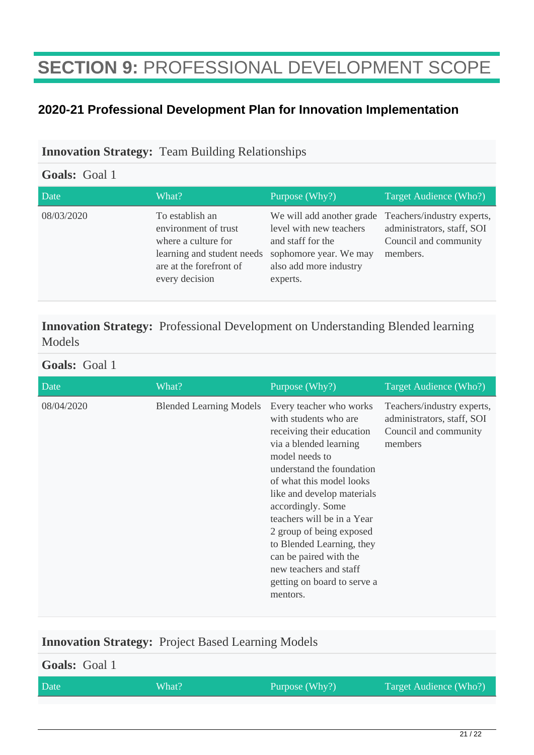# **SECTION 9:** PROFESSIONAL DEVELOPMENT SCOPE

## 2020-21 Professional Development Plan for Innovation Implementation

**Innovation Strategy:** Team Building Relationships

**Goals:** Goal 1

| Date | What? | Purpose (Why?) | Target Audience (Who?) |
| --- | --- | --- | --- |
| 08/03/2020 | To establish an environment of trust where a culture for learning and student needs are at the forefront of every decision | We will add another grade level with new teachers and staff for the sophomore year. We may also add more industry experts. | Teachers/industry experts, administrators, staff, SOI Council and community members. |

**Innovation Strategy:** Professional Development on Understanding Blended learning Models

**Goals:** Goal 1

| Date | What? | Purpose (Why?) | Target Audience (Who?) |
| --- | --- | --- | --- |
| 08/04/2020 | Blended Learning Models | Every teacher who works with students who are receiving their education via a blended learning model needs to understand the foundation of what this model looks like and develop materials accordingly. Some teachers will be in a Year 2 group of being exposed to Blended Learning, they can be paired with the new teachers and staff getting on board to serve a mentors. | Teachers/industry experts, administrators, staff, SOI Council and community members |

**Innovation Strategy:** Project Based Learning Models

**Goals:** Goal 1

| Date | What? | Purpose (Why?) | Target Audience (Who?) |
| --- | --- | --- | --- |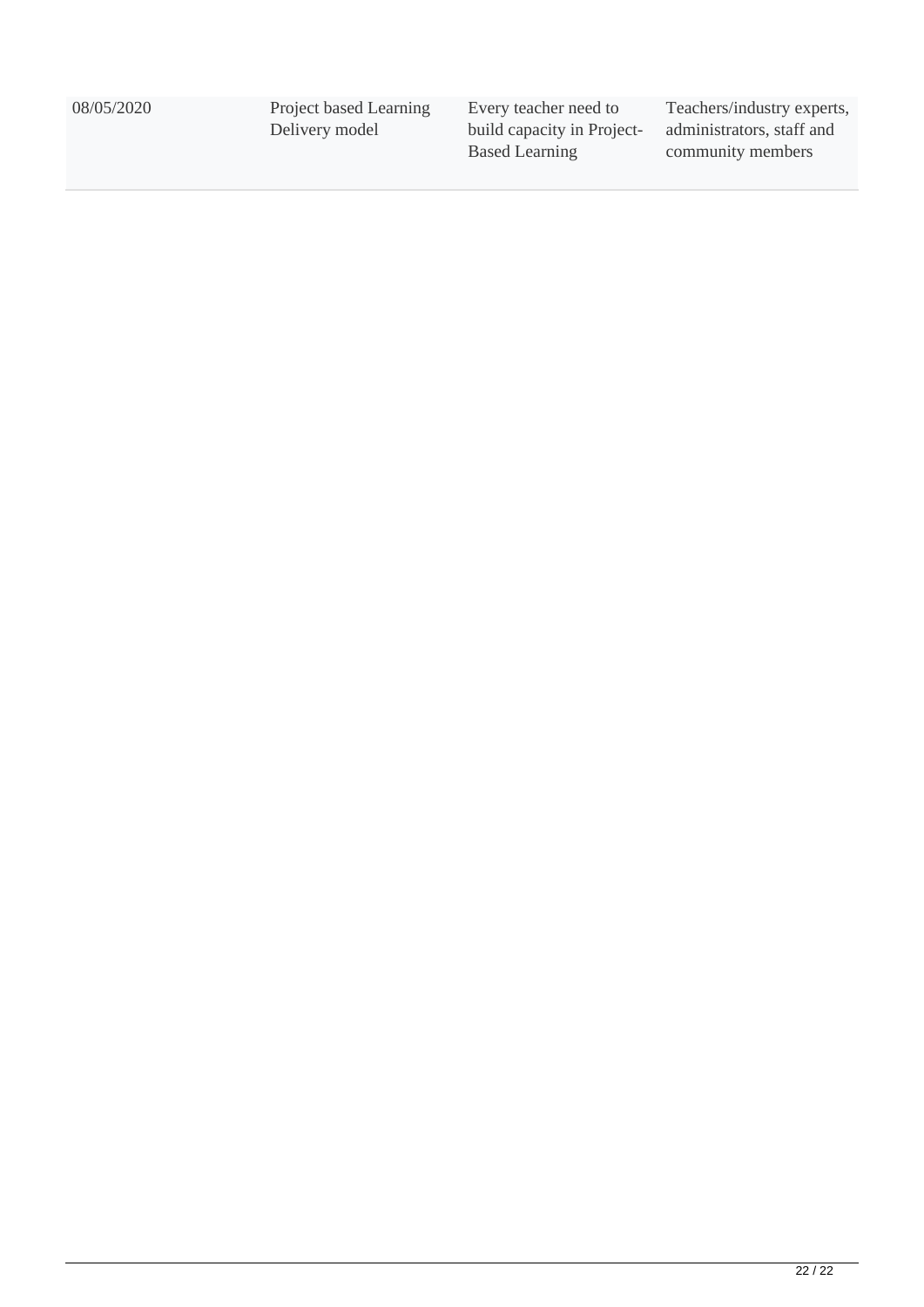| | | | |
|---|---|---|---|
| 08/05/2020 | Project based Learning Delivery model | Every teacher need to build capacity in Project-Based Learning | Teachers/industry experts, administrators, staff and community members |